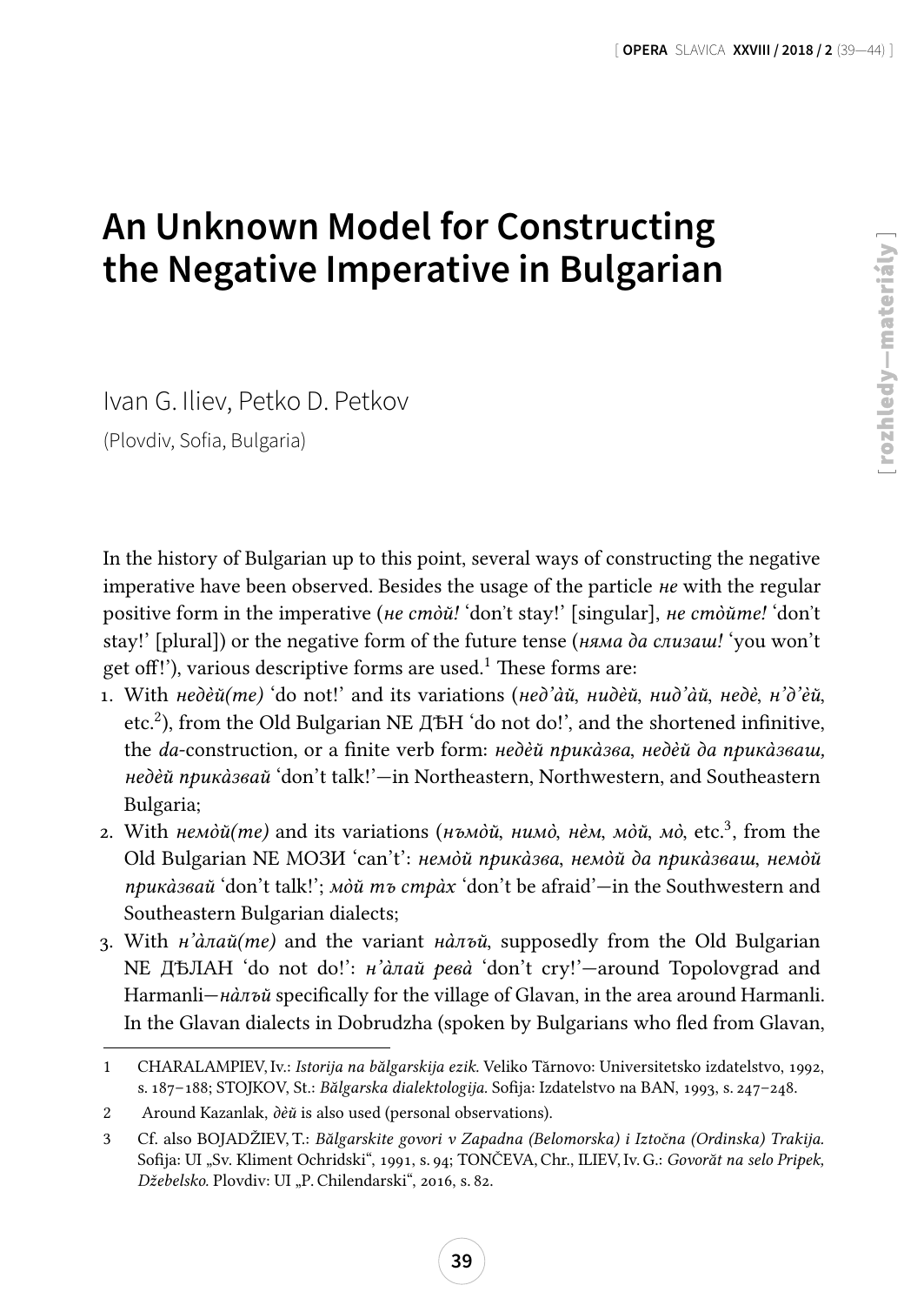# An Unknown Model for Constructing the Negative Imperative in Bulgarian

Ivan G. Iliev, Petko D. Petkov

(Plovdiv, Sofia, Bulgaria)

In the history of Bulgarian up to this point, several ways of constructing the negative imperative have been observed. Besides the usage of the particle ***не*** with the regular positive form in the imperative (*не стòй!* 'don't stay!' [singular], *не стòйте!* 'don't stay!' [plural]) or the negative form of the future tense (*няма да слизаш!* 'you won't get off!'), various descriptive forms are used.[1] These forms are:

1. With ***недѐй(те)*** 'do not!' and its variations (***нед'àй***, ***нидѐй***, ***нид'àй***, ***недѐ***, ***н'д'ѐй***, etc.[2]), from the Old Bulgarian NE ДѢН 'do not do!', and the shortened infinitive, the *da*-construction, or a finite verb form: ***недѐй прикàзва***, ***недѐй да прикàзваш, недѐй прикàзвай*** 'don't talk!'—in Northeastern, Northwestern, and Southeastern Bulgaria;
2. With ***немòй(те)*** and its variations (***нъмòй***, ***нимò***, ***нѐм***, ***мòй***, ***мò***, etc.[3], from the Old Bulgarian NE МОЗИ 'can't': ***немòй прикàзва***, ***немòй да прикàзваш***, ***немòй прикàзвай*** 'don't talk!'; ***мòй тъ стрàх*** 'don't be afraid'—in the Southwestern and Southeastern Bulgarian dialects;
3. With ***н'àлай(те)*** and the variant ***нàлъй***, supposedly from the Old Bulgarian NE ДѢЛАН 'do not do!': ***н'àлай ревà*** 'don't cry!'—around Topolovgrad and Harmanli—***нàлъй*** specifically for the village of Glavan, in the area around Harmanli. In the Glavan dialects in Dobrudzha (spoken by Bulgarians who fled from Glavan,

---

1 CHARALAMPIEV, Iv.: *Istorija na bălgarskija ezik.* Veliko Tărnovo: Universitetsko izdatelstvo, 1992, s. 187–188; STOJKOV, St.: *Bălgarska dialektologija.* Sofija: Izdatelstvo na BAN, 1993, s. 247–248.

2 Around Kazanlak, *дѐй* is also used (personal observations).

3 Cf. also BOJADŽIEV, T.: *Bălgarskite govori v Zapadna (Belomorska) i Iztočna (Ordinska) Trakija.* Sofija: UI „Sv. Kliment Ochridski", 1991, s. 94; TONČEVA, Chr., ILIEV, Iv. G.: *Govorăt na selo Pripek, Džebelsko.* Plovdiv: UI „P. Chilendarski", 2016, s. 82.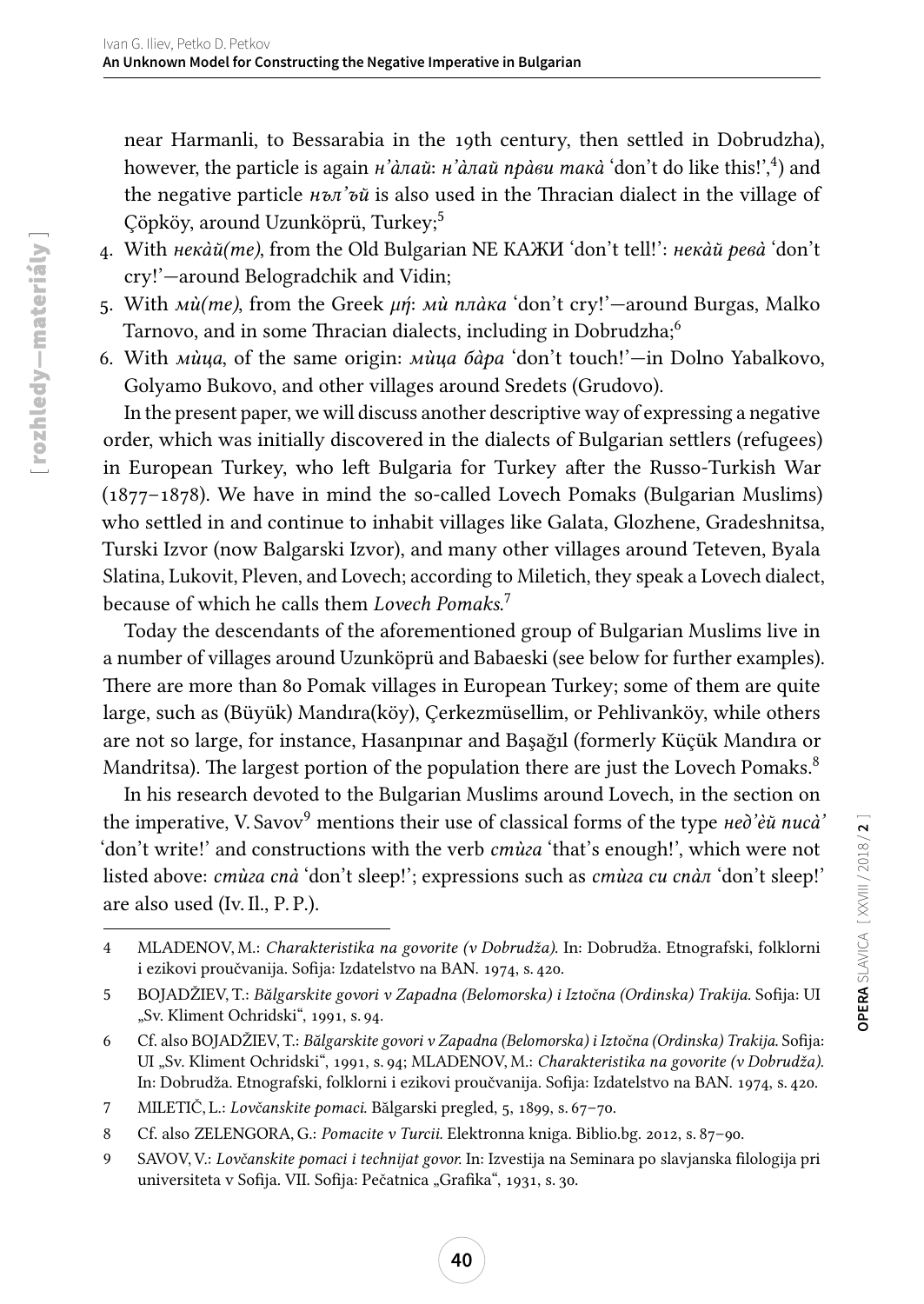near Harmanli, to Bessarabia in the 19th century, then settled in Dobrudzha), however, the particle is again *н'àлай*: *н'àлай пр*à*ви так*à 'don't do like this!',[4]) and the negative particle *нъл'ъй* is also used in the Thracian dialect in the village of Çöpköy, around Uzunköprü, Turkey;[5]

4. With *нек*à*й(те)*, from the Old Bulgarian NE КАЖИ 'don't tell!': *нек*à*й рев*à 'don't cry!'—around Belogradchik and Vidin;
5. With *м*ù*(те)*, from the Greek *μή*: *м*ù *пл*à*ка* 'don't cry!'—around Burgas, Malko Tarnovo, and in some Thracian dialects, including in Dobrudzha;[6]
6. With *м*ù*ца*, of the same origin: *м*ù*ца б*à*ра* 'don't touch!'—in Dolno Yabalkovo, Golyamo Bukovo, and other villages around Sredets (Grudovo).

In the present paper, we will discuss another descriptive way of expressing a negative order, which was initially discovered in the dialects of Bulgarian settlers (refugees) in European Turkey, who left Bulgaria for Turkey after the Russo-Turkish War (1877–1878). We have in mind the so-called Lovech Pomaks (Bulgarian Muslims) who settled in and continue to inhabit villages like Galata, Glozhene, Gradeshnitsa, Turski Izvor (now Balgarski Izvor), and many other villages around Teteven, Byala Slatina, Lukovit, Pleven, and Lovech; according to Miletich, they speak a Lovech dialect, because of which he calls them *Lovech Pomaks*.[7]

Today the descendants of the aforementioned group of Bulgarian Muslims live in a number of villages around Uzunköprü and Babaeski (see below for further examples). There are more than 80 Pomak villages in European Turkey; some of them are quite large, such as (Büyük) Mandıra(köy), Çerkezmüsellim, or Pehlivanköy, while others are not so large, for instance, Hasanpınar and Başağıl (formerly Küçük Mandıra or Mandritsa). The largest portion of the population there are just the Lovech Pomaks.[8]

In his research devoted to the Bulgarian Muslims around Lovech, in the section on the imperative, V. Savov[9] mentions their use of classical forms of the type *нед'*è*й пис*à*'* 'don't write!' and constructions with the verb *ст*ù*га* 'that's enough!', which were not listed above: *ст*ù*га сп*à 'don't sleep!'; expressions such as *ст*ù*га си сп*à*л* 'don't sleep!' are also used (Iv. Il., P. P.).

---

4 MLADENOV, M.: *Charakteristika na govorite (v Dobrudža).* In: Dobrudža. Etnografski, folklorni i ezikovi proučvanija. Sofija: Izdatelstvo na BAN. 1974, s. 420.

5 BOJADŽIEV, T.: *Bălgarskite govori v Zapadna (Belomorska) i Iztočna (Ordinska) Trakija.* Sofija: UI „Sv. Kliment Ochridski", 1991, s. 94.

6 Cf. also BOJADŽIEV, T.: *Bălgarskite govori v Zapadna (Belomorska) i Iztočna (Ordinska) Trakija.* Sofija: UI „Sv. Kliment Ochridski", 1991, s. 94; MLADENOV, M.: *Charakteristika na govorite (v Dobrudža).* In: Dobrudža. Etnografski, folklorni i ezikovi proučvanija. Sofija: Izdatelstvo na BAN. 1974, s. 420.

7 MILETIČ, L.: *Lovčanskite pomaci.* Bălgarski pregled, 5, 1899, s. 67–70.

8 Cf. also ZELENGORA, G.: *Pomacite v Turcii.* Elektronna kniga. Biblio.bg. 2012, s. 87–90.

9 SAVOV, V.: *Lovčanskite pomaci i technijat govor.* In: Izvestija na Seminara po slavjanska filologija pri universiteta v Sofija. VII. Sofija: Pečatnica „Grafika", 1931, s. 30.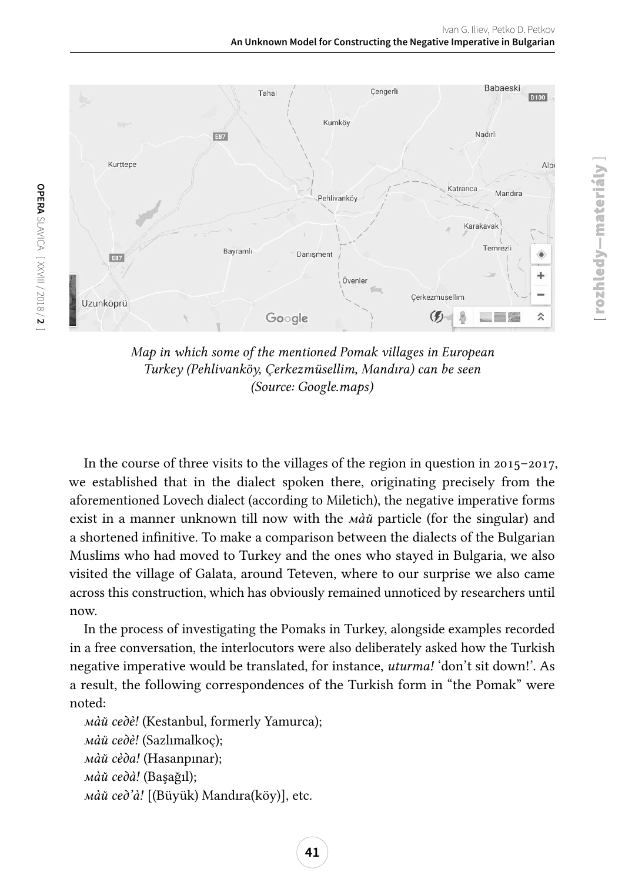*Map in which some of the mentioned Pomak villages in European Turkey (Pehlivanköy, Çerkezmüsellim, Mandıra) can be seen (Source: Google.maps)*

In the course of three visits to the villages of the region in question in 2015–2017, we established that in the dialect spoken there, originating precisely from the aforementioned Lovech dialect (according to Miletich), the negative imperative forms exist in a manner unknown till now with the *мàй* particle (for the singular) and a shortened infinitive. To make a comparison between the dialects of the Bulgarian Muslims who had moved to Turkey and the ones who stayed in Bulgaria, we also visited the village of Galata, around Teteven, where to our surprise we also came across this construction, which has obviously remained unnoticed by researchers until now.

In the process of investigating the Pomaks in Turkey, alongside examples recorded in a free conversation, the interlocutors were also deliberately asked how the Turkish negative imperative would be translated, for instance, *uturma!* 'don't sit down!'. As a result, the following correspondences of the Turkish form in "the Pomak" were noted:

*мàй седè!* (Kestanbul, formerly Yamurca);
*мàй седè!* (Sazlımalkoç);
*мàй сèда!* (Hasanpınar);
*мàй седà!* (Başağıl);
*мàй сед'à!* [(Büyük) Mandıra(köy)], etc.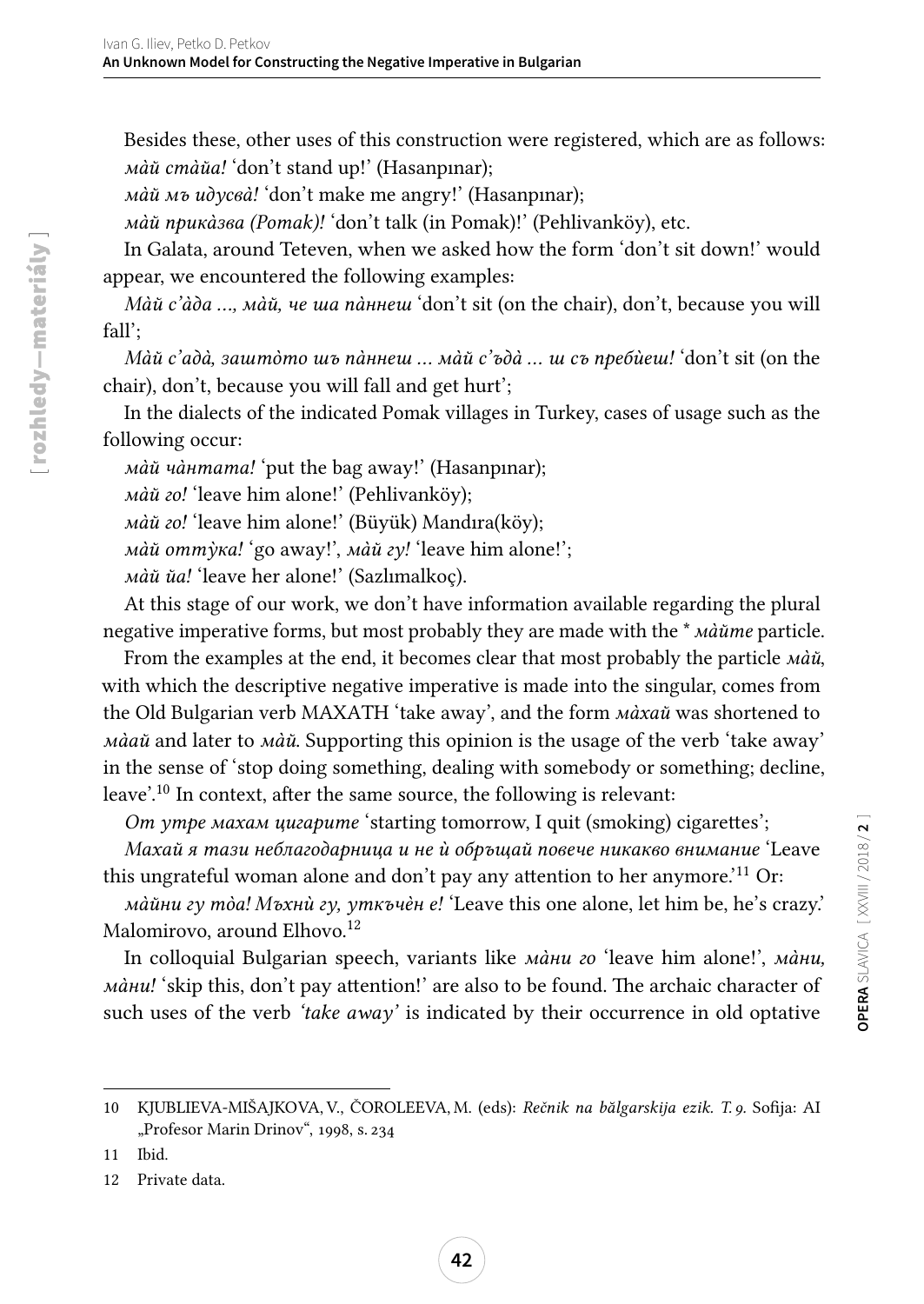Besides these, other uses of this construction were registered, which are as follows: *ма̀й ста̀йа!* 'don't stand up!' (Hasanpınar);

*ма̀й мъ идусва̀!* 'don't make me angry!' (Hasanpınar);

*ма̀й прика̀зва (Pomak)!* 'don't talk (in Pomak)!' (Pehlivanköy), etc.

In Galata, around Teteven, when we asked how the form 'don't sit down!' would appear, we encountered the following examples:

*Ма̀й с'а̀да ..., ма̀й, че ша па̀ннеш* 'don't sit (on the chair), don't, because you will fall';

*Ма̀й с'ада̀, заштото шъ па̀ннеш ... ма̀й с'ъда̀ ... ш съ пребѝеш!* 'don't sit (on the chair), don't, because you will fall and get hurt';

In the dialects of the indicated Pomak villages in Turkey, cases of usage such as the following occur:

*ма̀й ча̀нтата!* 'put the bag away!' (Hasanpınar);

*ма̀й го!* 'leave him alone!' (Pehlivanköy);

*ма̀й го!* 'leave him alone!' (Büyük) Mandıra(köy);

*ма̀й оттѝка!* 'go away!', *ма̀й гу!* 'leave him alone!';

*ма̀й йа!* 'leave her alone!' (Sazlımalkoç).

At this stage of our work, we don't have information available regarding the plural negative imperative forms, but most probably they are made with the * *ма̀йте* particle.

From the examples at the end, it becomes clear that most probably the particle *ма̀й*, with which the descriptive negative imperative is made into the singular, comes from the Old Bulgarian verb МАХАТИ 'take away', and the form *ма̀хай* was shortened to *ма̀ай* and later to *ма̀й*. Supporting this opinion is the usage of the verb 'take away' in the sense of 'stop doing something, dealing with somebody or something; decline, leave'.[10] In context, after the same source, the following is relevant:

*От утре махам цигарите* 'starting tomorrow, I quit (smoking) cigarettes';

*Махай я тази неблагодарница и не ѝ обръщай повече никакво внимание* 'Leave this ungrateful woman alone and don't pay any attention to her anymore.'[11] Or:

*ма̀йни гу то̀а! Мъхнѝ гу, уткъчѐн е!* 'Leave this one alone, let him be, he's crazy.' Malomirovo, around Elhovo.[12]

In colloquial Bulgarian speech, variants like *ма̀ни го* 'leave him alone!', *ма̀ни, ма̀ни!* 'skip this, don't pay attention!' are also to be found. The archaic character of such uses of the verb *'take away'* is indicated by their occurrence in old optative

---

10 KJUBLIEVA-MIŠAJKOVA, V., ČOROLEEVA, M. (eds): *Rečnik na bălgarskija ezik. T. 9.* Sofija: AI „Profesor Marin Drinov", 1998, s. 234

11 Ibid.

12 Private data.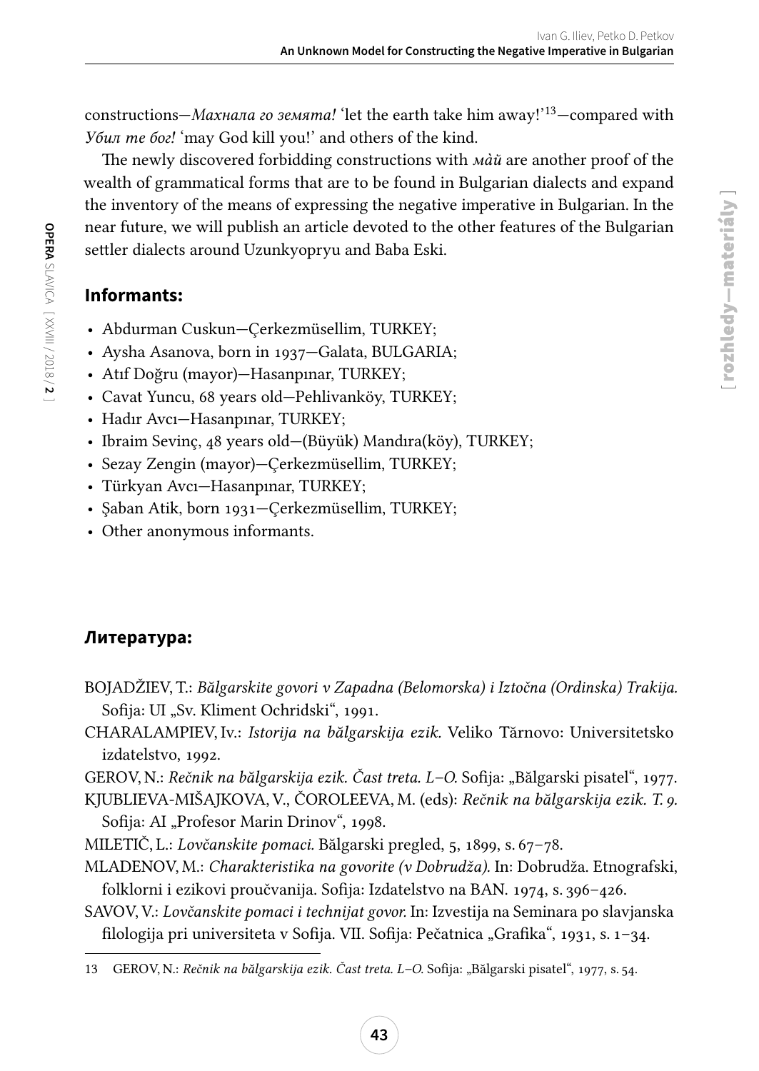constructions—*Махнала го земята!* 'let the earth take him away!'[13]—compared with *Убил те бог!* 'may God kill you!' and others of the kind.

The newly discovered forbidding constructions with *мàй* are another proof of the wealth of grammatical forms that are to be found in Bulgarian dialects and expand the inventory of the means of expressing the negative imperative in Bulgarian. In the near future, we will publish an article devoted to the other features of the Bulgarian settler dialects around Uzunkyopryu and Baba Eski.

## Informants:

- Abdurman Cuskun—Çerkezmüsellim, TURKEY;
- Aysha Asanova, born in 1937—Galata, BULGARIA;
- Atıf Doğru (mayor)—Hasanpınar, TURKEY;
- Cavat Yuncu, 68 years old—Pehlivanköy, TURKEY;
- Hadır Avcı—Hasanpınar, TURKEY;
- Ibraim Sevinç, 48 years old—(Büyük) Mandıra(köy), TURKEY;
- Sezay Zengin (mayor)—Çerkezmüsellim, TURKEY;
- Türkyan Avcı—Hasanpınar, TURKEY;
- Şaban Atik, born 1931—Çerkezmüsellim, TURKEY;
- Other anonymous informants.

## Литература:

BOJADŽIEV, T.: *Bălgarskite govori v Zapadna (Belomorska) i Iztočna (Ordinska) Trakija.* Sofija: UI „Sv. Kliment Ochridski", 1991.

CHARALAMPIEV, Iv.: *Istorija na bălgarskija ezik.* Veliko Tărnovo: Universitetsko izdatelstvo, 1992.

GEROV, N.: *Rečnik na bălgarskija ezik. Čast treta. L–O.* Sofija: „Bălgarski pisatel", 1977.

KJUBLIEVA-MIŠAJKOVA, V., ČOROLEEVA, M. (eds): *Rečnik na bălgarskija ezik. T. 9.* Sofija: AI „Profesor Marin Drinov", 1998.

MILETIČ, L.: *Lovčanskite pomaci.* Bălgarski pregled, 5, 1899, s. 67–78.

MLADENOV, M.: *Charakteristika na govorite (v Dobrudža).* In: Dobrudža. Etnografski, folklorni i ezikovi proučvanija. Sofija: Izdatelstvo na BAN. 1974, s. 396–426.

SAVOV, V.: *Lovčanskite pomaci i technijat govor.* In: Izvestija na Seminara po slavjanska filologija pri universiteta v Sofija. VII. Sofija: Pečatnica „Grafika", 1931, s. 1–34.

---

13 GEROV, N.: *Rečnik na bălgarskija ezik. Čast treta. L–O.* Sofija: „Bălgarski pisatel", 1977, s. 54.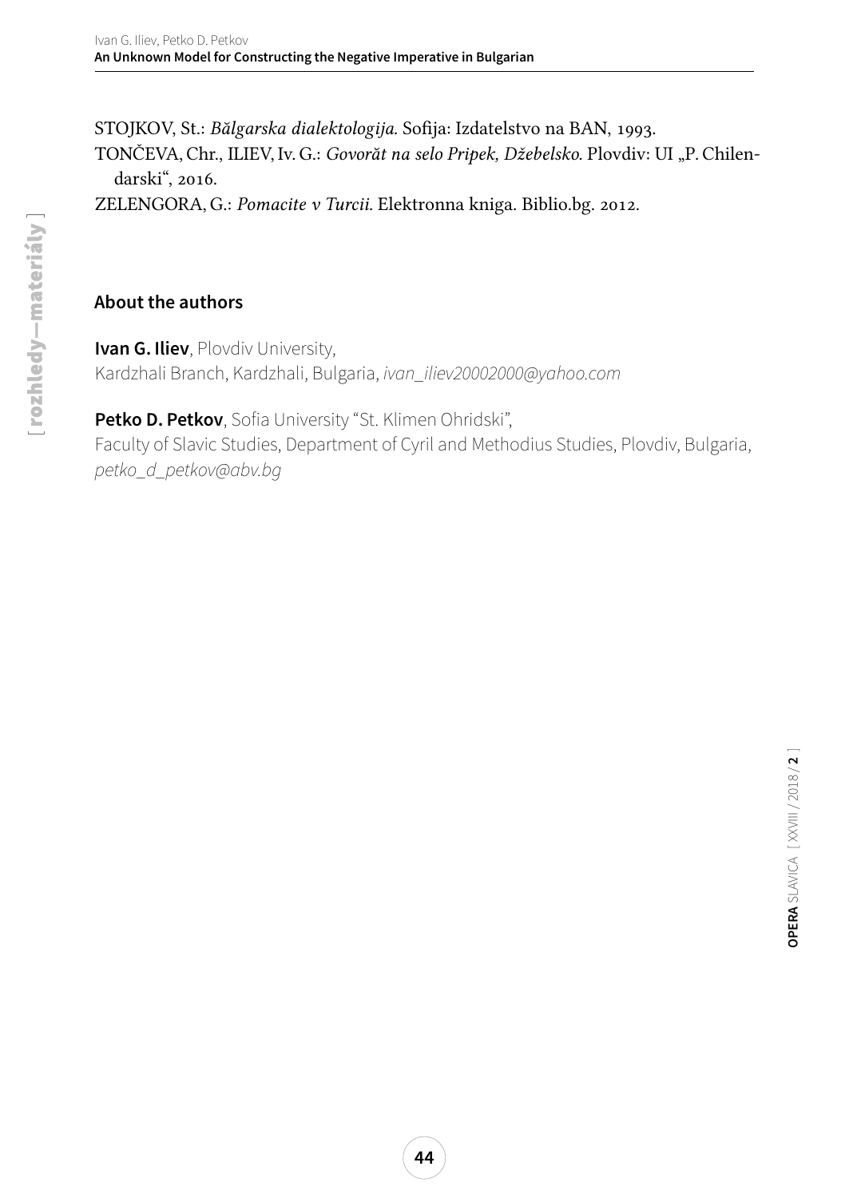STOJKOV, St.: *Bălgarska dialektologija.* Sofija: Izdatelstvo na BAN, 1993.

TONČEVA, Chr., ILIEV, Iv. G.: *Govorăt na selo Pripek, Džebelsko.* Plovdiv: UI „P. Chilendarski“, 2016.

ZELENGORA, G.: *Pomacite v Turcii.* Elektronna kniga. Biblio.bg. 2012.

## About the authors

**Ivan G. Iliev**, Plovdiv University,
Kardzhali Branch, Kardzhali, Bulgaria, *ivan_iliev20002000@yahoo.com*

**Petko D. Petkov**, Sofia University "St. Klimen Ohridski",
Faculty of Slavic Studies, Department of Cyril and Methodius Studies, Plovdiv, Bulgaria, *petko_d_petkov@abv.bg*